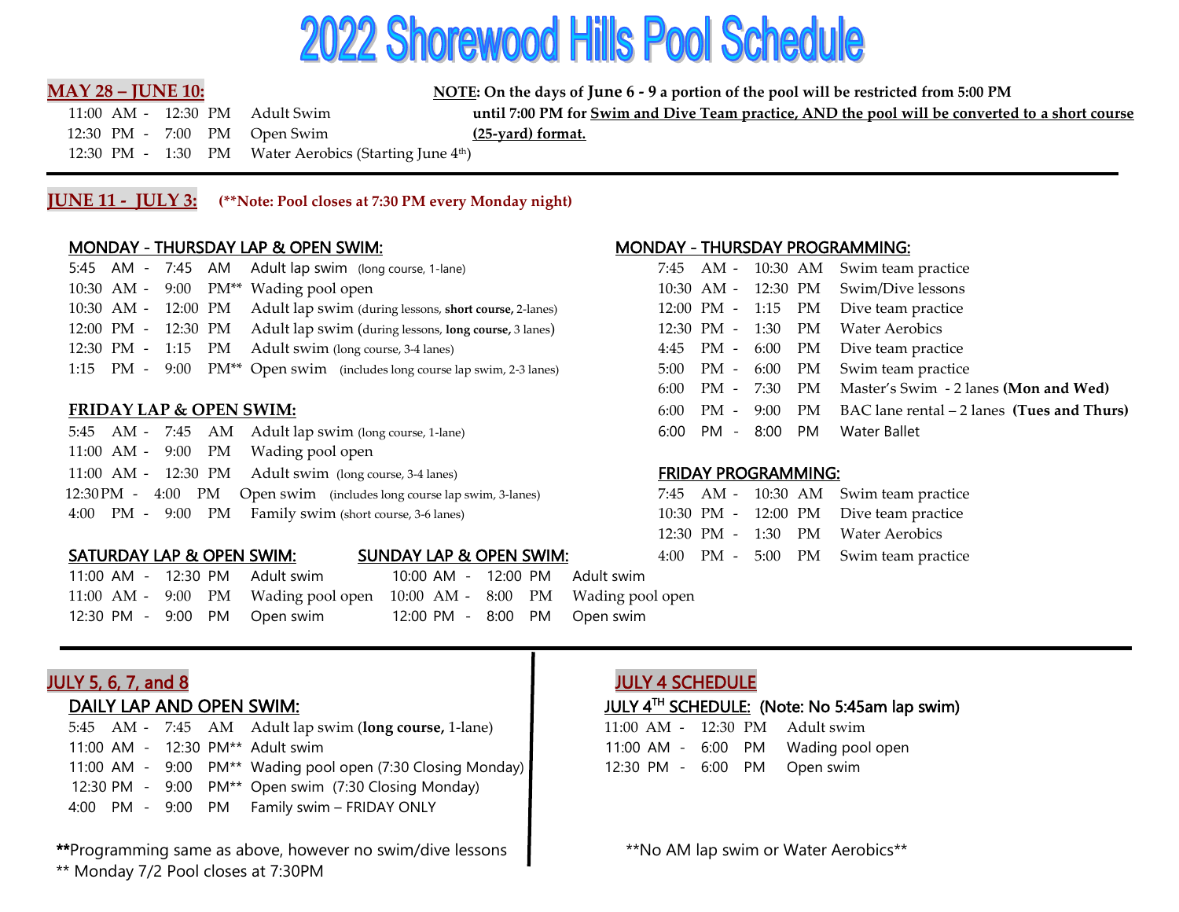# 2022 Shorewood Hills Pool Schedule

## MAY 28 – JUNE 10:

11:00 AM - 12:30 PM Adult Swim
12:30 PM - 7:00 PM Open Swim
12:30 PM - 1:30 PM Water Aerobics (Starting June 4th)

**NOTE: On the days of June 6 - 9 a portion of the pool will be restricted from 5:00 PM until 7:00 PM for Swim and Dive Team practice, AND the pool will be converted to a short course (25-yard) format.**

## JUNE 11 - JULY 3: (**Note: Pool closes at 7:30 PM every Monday night)

### MONDAY - THURSDAY LAP & OPEN SWIM:

5:45 AM - 7:45 AM Adult lap swim (long course, 1-lane)
10:30 AM - 9:00 PM** Wading pool open
10:30 AM - 12:00 PM Adult lap swim (during lessons, **short course,** 2-lanes)
12:00 PM - 12:30 PM Adult lap swim (during lessons, **long course,** 3 lanes)
12:30 PM - 1:15 PM Adult swim (long course, 3-4 lanes)
1:15 PM - 9:00 PM** Open swim (includes long course lap swim, 2-3 lanes)

### FRIDAY LAP & OPEN SWIM:

5:45 AM - 7:45 AM Adult lap swim (long course, 1-lane)
11:00 AM - 9:00 PM Wading pool open
11:00 AM - 12:30 PM Adult swim (long course, 3-4 lanes)
12:30 PM - 4:00 PM Open swim (includes long course lap swim, 3-lanes)
4:00 PM - 9:00 PM Family swim (short course, 3-6 lanes)

### SATURDAY LAP & OPEN SWIM:

11:00 AM - 12:30 PM Adult swim
11:00 AM - 9:00 PM Wading pool open
12:30 PM - 9:00 PM Open swim

### SUNDAY LAP & OPEN SWIM:

10:00 AM - 12:00 PM Adult swim
10:00 AM - 8:00 PM Wading pool open
12:00 PM - 8:00 PM Open swim

### MONDAY - THURSDAY PROGRAMMING:

7:45 AM - 10:30 AM Swim team practice
10:30 AM - 12:30 PM Swim/Dive lessons
12:00 PM - 1:15 PM Dive team practice
12:30 PM - 1:30 PM Water Aerobics
4:45 PM - 6:00 PM Dive team practice
5:00 PM - 6:00 PM Swim team practice
6:00 PM - 7:30 PM Master's Swim - 2 lanes **(Mon and Wed)**
6:00 PM - 9:00 PM BAC lane rental – 2 lanes **(Tues and Thurs)**
6:00 PM - 8:00 PM Water Ballet

### FRIDAY PROGRAMMING:

7:45 AM - 10:30 AM Swim team practice
10:30 PM - 12:00 PM Dive team practice
12:30 PM - 1:30 PM Water Aerobics
4:00 PM - 5:00 PM Swim team practice

## JULY 5, 6, 7, and 8

### DAILY LAP AND OPEN SWIM:

5:45 AM - 7:45 AM Adult lap swim (**long course,** 1-lane)
11:00 AM - 12:30 PM** Adult swim
11:00 AM - 9:00 PM** Wading pool open (7:30 Closing Monday)
12:30 PM - 9:00 PM** Open swim (7:30 Closing Monday)
4:00 PM - 9:00 PM Family swim – FRIDAY ONLY

**Programming same as above, however no swim/dive lessons
** Monday 7/2 Pool closes at 7:30PM

## JULY 4 SCHEDULE

### JULY 4TH SCHEDULE: (Note: No 5:45am lap swim)

11:00 AM - 12:30 PM Adult swim
11:00 AM - 6:00 PM Wading pool open
12:30 PM - 6:00 PM Open swim

**No AM lap swim or Water Aerobics**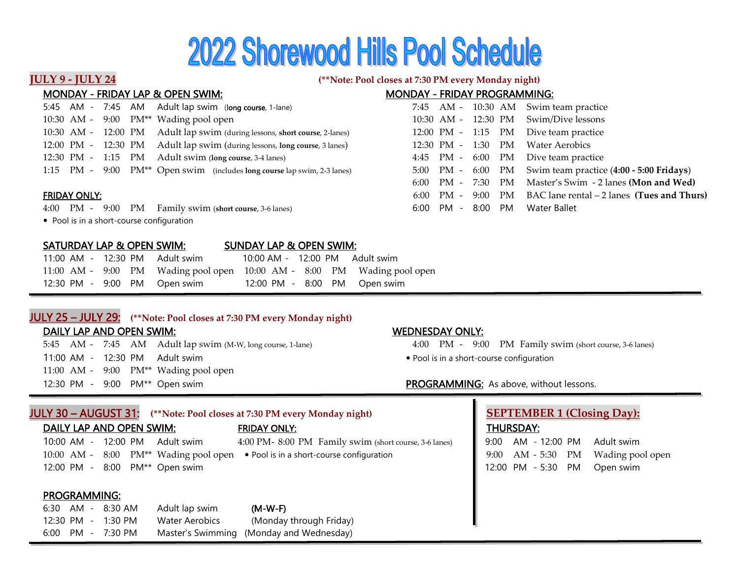# 2022 Shorewood Hills Pool Schedule

## JULY 9 - JULY 24

**(**Note: Pool closes at 7:30 PM every Monday night)**

### MONDAY - FRIDAY LAP & OPEN SWIM:

| Time | Activity |
|---|---|
| 5:45 AM - 7:45 AM | Adult lap swim (**long course**, 1-lane) |
| 10:30 AM - 9:00 PM** | Wading pool open |
| 10:30 AM - 12:00 PM | Adult lap swim (during lessons, **short course**, 2-lanes) |
| 12:00 PM - 12:30 PM | Adult lap swim (during lessons, **long course**, 3 lanes) |
| 12:30 PM - 1:15 PM | Adult swim (**long course**, 3-4 lanes) |
| 1:15 PM - 9:00 PM** | Open swim (includes **long course** lap swim, 2-3 lanes) |

### FRIDAY ONLY:

| Time | Activity |
|---|---|
| 4:00 PM - 9:00 PM | Family swim (**short course**, 3-6 lanes) |

- Pool is in a short-course configuration

### MONDAY - FRIDAY PROGRAMMING:

| Time | Activity |
|---|---|
| 7:45 AM - 10:30 AM | Swim team practice |
| 10:30 AM - 12:30 PM | Swim/Dive lessons |
| 12:00 PM - 1:15 PM | Dive team practice |
| 12:30 PM - 1:30 PM | Water Aerobics |
| 4:45 PM - 6:00 PM | Dive team practice |
| 5:00 PM - 6:00 PM | Swim team practice (**4:00 - 5:00 Fridays**) |
| 6:00 PM - 7:30 PM | Master's Swim - 2 lanes **(Mon and Wed)** |
| 6:00 PM - 9:00 PM | BAC lane rental – 2 lanes **(Tues and Thurs)** |
| 6:00 PM - 8:00 PM | Water Ballet |

### SATURDAY LAP & OPEN SWIM:

| Time | Activity |
|---|---|
| 11:00 AM - 12:30 PM | Adult swim |
| 11:00 AM - 9:00 PM | Wading pool open |
| 12:30 PM - 9:00 PM | Open swim |

### SUNDAY LAP & OPEN SWIM:

| Time | Activity |
|---|---|
| 10:00 AM - 12:00 PM | Adult swim |
| 10:00 AM - 8:00 PM | Wading pool open |
| 12:00 PM - 8:00 PM | Open swim |

## JULY 25 – JULY 29:

**(**Note: Pool closes at 7:30 PM every Monday night)**

### DAILY LAP AND OPEN SWIM:

| Time | Activity |
|---|---|
| 5:45 AM - 7:45 AM | Adult lap swim (M-W, long course, 1-lane) |
| 11:00 AM - 12:30 PM | Adult swim |
| 11:00 AM - 9:00 PM** | Wading pool open |
| 12:30 PM - 9:00 PM** | Open swim |

### WEDNESDAY ONLY:

| Time | Activity |
|---|---|
| 4:00 PM - 9:00 PM | Family swim (short course, 3-6 lanes) |

- Pool is in a short-course configuration

**PROGRAMMING:** As above, without lessons.

## JULY 30 – AUGUST 31:

**(**Note: Pool closes at 7:30 PM every Monday night)**

### DAILY LAP AND OPEN SWIM:

| Time | Activity |
|---|---|
| 10:00 AM - 12:00 PM | Adult swim |
| 10:00 AM - 8:00 PM** | Wading pool open |
| 12:00 PM - 8:00 PM** | Open swim |

### FRIDAY ONLY:

| Time | Activity |
|---|---|
| 4:00 PM- 8:00 PM | Family swim (short course, 3-6 lanes) |

- Pool is in a short-course configuration

### PROGRAMMING:

| Time | Activity | Days |
|---|---|---|
| 6:30 AM - 8:30 AM | Adult lap swim | **(M-W-F)** |
| 12:30 PM - 1:30 PM | Water Aerobics | (Monday through Friday) |
| 6:00 PM - 7:30 PM | Master's Swimming | (Monday and Wednesday) |

## SEPTEMBER 1 (Closing Day):

### THURSDAY:

| Time | Activity |
|---|---|
| 9:00 AM - 12:00 PM | Adult swim |
| 9:00 AM - 5:30 PM | Wading pool open |
| 12:00 PM - 5:30 PM | Open swim |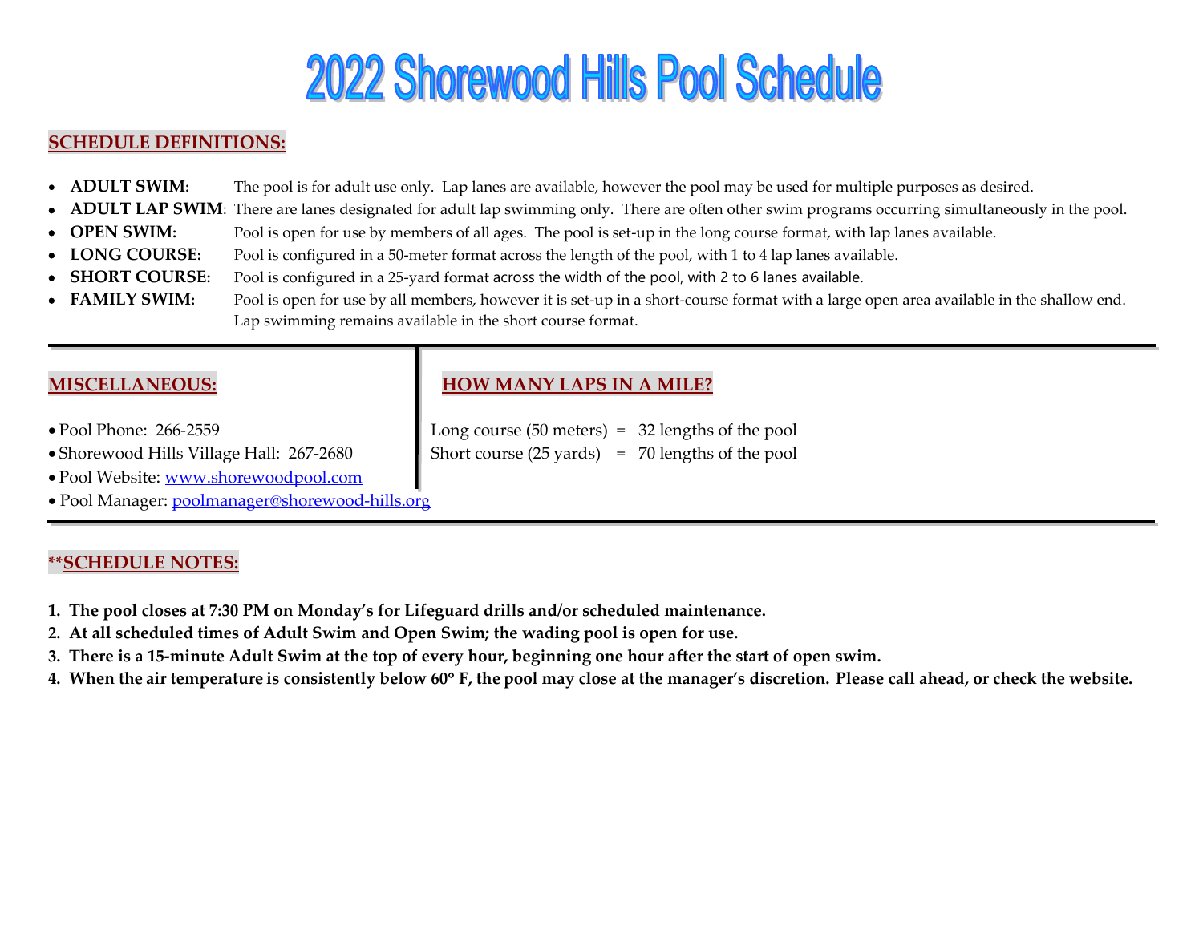# 2022 Shorewood Hills Pool Schedule

## SCHEDULE DEFINITIONS:

- **ADULT SWIM:** The pool is for adult use only. Lap lanes are available, however the pool may be used for multiple purposes as desired.
- **ADULT LAP SWIM**: There are lanes designated for adult lap swimming only. There are often other swim programs occurring simultaneously in the pool.
- **OPEN SWIM:** Pool is open for use by members of all ages. The pool is set-up in the long course format, with lap lanes available.
- **LONG COURSE:** Pool is configured in a 50-meter format across the length of the pool, with 1 to 4 lap lanes available.
- **SHORT COURSE:** Pool is configured in a 25-yard format across the width of the pool, with 2 to 6 lanes available.
- **FAMILY SWIM:** Pool is open for use by all members, however it is set-up in a short-course format with a large open area available in the shallow end. Lap swimming remains available in the short course format.

## MISCELLANEOUS:

- Pool Phone: 266-2559
- Shorewood Hills Village Hall: 267-2680
- Pool Website: www.shorewoodpool.com
- Pool Manager: poolmanager@shorewood-hills.org

## HOW MANY LAPS IN A MILE?

Long course (50 meters) = 32 lengths of the pool
Short course (25 yards) = 70 lengths of the pool

## **SCHEDULE NOTES:

1. **The pool closes at 7:30 PM on Monday's for Lifeguard drills and/or scheduled maintenance.**
2. **At all scheduled times of Adult Swim and Open Swim; the wading pool is open for use.**
3. **There is a 15-minute Adult Swim at the top of every hour, beginning one hour after the start of open swim.**
4. **When the air temperature is consistently below 60° F, the pool may close at the manager's discretion. Please call ahead, or check the website.**